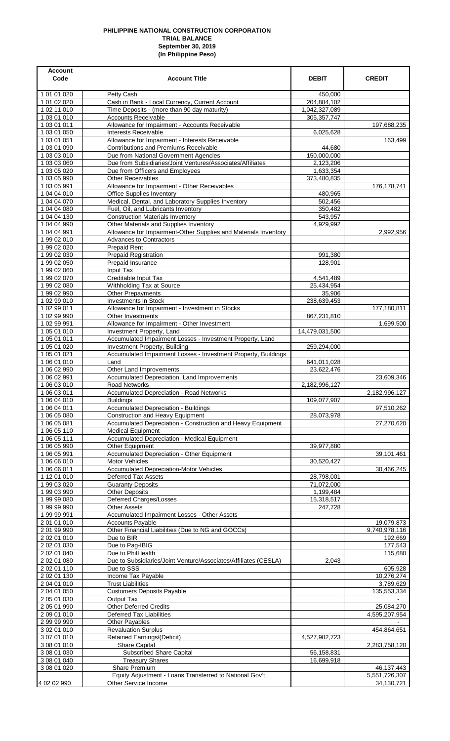# PHILIPPINE NATIONAL CONSTRUCTION CORPORATION
## TRIAL BALANCE
### September 30, 2019
### (In Philippine Peso)

| Account Code | Account Title | DEBIT | CREDIT |
|---|---|---|---|
| 1 01 01 020 | Petty Cash | 450,000 | |
| 1 01 02 020 | Cash in Bank - Local Currency, Current Account | 204,884,102 | |
| 1 02 11 010 | Time Deposits - (more than 90 day maturity) | 1,042,327,089 | |
| 1 03 01 010 | Accounts Receivable | 305,357,747 | |
| 1 03 01 011 | Allowance for Impairment - Accounts Receivable | | 197,688,235 |
| 1 03 01 050 | Interests Receivable | 6,025,628 | |
| 1 03 01 051 | Allowance for Impairment - Interests Receivable | | 163,499 |
| 1 03 01 090 | Contributions and Premiums Receivable | 44,680 | |
| 1 03 03 010 | Due from National Government Agencies | 150,000,000 | |
| 1 03 03 060 | Due from Subsidiaries/Joint Ventures/Associates/Affiliates | 2,123,206 | |
| 1 03 05 020 | Due from Officers and Employees | 1,633,354 | |
| 1 03 05 990 | Other Receivables | 373,480,835 | |
| 1 03 05 991 | Allowance for Impairment - Other Receivables | | 176,178,741 |
| 1 04 04 010 | Office Supplies Inventory | 480,965 | |
| 1 04 04 070 | Medical, Dental, and Laboratory Supplies Inventory | 502,456 | |
| 1 04 04 080 | Fuel, Oil, and Lubricants Inventory | 350,482 | |
| 1 04 04 130 | Construction Materials Inventory | 543,957 | |
| 1 04 04 990 | Other Materials and Supplies Inventory | 4,929,992 | |
| 1 04 04 991 | Allowance for Impairment-Other Supplies and Materials Inventory | | 2,992,956 |
| 1 99 02 010 | Advances to Contractors | | |
| 1 99 02 020 | Prepaid Rent | | |
| 1 99 02 030 | Prepaid Registration | 991,380 | |
| 1 99 02 050 | Prepaid Insurance | 128,901 | |
| 1 99 02 060 | Input Tax | | |
| 1 99 02 070 | Creditable Input Tax | 4,541,489 | |
| 1 99 02 080 | Withholding Tax at Source | 25,434,954 | |
| 1 99 02 990 | Other Prepayments | 35,906 | |
| 1 02 99 010 | Investments in Stock | 238,639,453 | |
| 1 02 99 011 | Allowance for Impairment - Investment in Stocks | | 177,180,811 |
| 1 02 99 990 | Other Investments | 867,231,810 | |
| 1 02 99 991 | Allowance for Impairment - Other Investment | | 1,699,500 |
| 1 05 01 010 | Investment Property, Land | 14,479,031,500 | |
| 1 05 01 011 | Accumulated Impairment Losses - Investment Property, Land | | |
| 1 05 01 020 | Investment Property, Building | 259,294,000 | |
| 1 05 01 021 | Accumulated Impairment Losses - Investment Property, Buildings | | |
| 1 06 01 010 | Land | 641,011,028 | |
| 1 06 02 990 | Other Land Improvements | 23,622,476 | |
| 1 06 02 991 | Accumulated Depreciation, Land Improvements | | 23,609,346 |
| 1 06 03 010 | Road Networks | 2,182,996,127 | |
| 1 06 03 011 | Accumulated Depreciation - Road Networks | | 2,182,996,127 |
| 1 06 04 010 | Buildings | 109,077,907 | |
| 1 06 04 011 | Accumulated Depreciation - Buildings | | 97,510,262 |
| 1 06 05 080 | Construction and Heavy Equipment | 28,073,978 | |
| 1 06 05 081 | Accumulated Depreciation - Construction and Heavy Equipment | | 27,270,620 |
| 1 06 05 110 | Medical Equipment | | |
| 1 06 05 111 | Accumulated Depreciation - Medical Equipment | | |
| 1 06 05 990 | Other Equipment | 39,977,880 | |
| 1 06 05 991 | Accumulated Depreciation - Other Equipment | | 39,101,461 |
| 1 06 06 010 | Motor Vehicles | 30,520,427 | |
| 1 06 06 011 | Accumulated Depreciation-Motor Vehicles | | 30,466,245 |
| 1 12 01 010 | Deferred Tax Assets | 28,798,001 | |
| 1 99 03 020 | Guaranty Deposits | 71,072,000 | |
| 1 99 03 990 | Other Deposits | 1,199,484 | |
| 1 99 99 080 | Deferred Charges/Losses | 15,318,517 | |
| 1 99 99 990 | Other Assets | 247,728 | |
| 1 99 99 991 | Accumulated Impairment Losses - Other Assets | | |
| 2 01 01 010 | Accounts Payable | | 19,079,873 |
| 2 01 99 990 | Other Financial Liabilities (Due to NG and GOCCs) | | 9,740,978,116 |
| 2 02 01 010 | Due to BIR | | 192,669 |
| 2 02 01 030 | Due to Pag-IBIG | | 177,543 |
| 2 02 01 040 | Due to PhilHealth | | 115,680 |
| 2 02 01 080 | Due to Subsidiaries/Joint Venture/Associates/Affiliates (CESLA) | 2,043 | |
| 2 02 01 110 | Due to SSS | | 605,928 |
| 2 02 01 130 | Income Tax Payable | | 10,276,274 |
| 2 04 01 010 | Trust Liabilities | | 3,789,629 |
| 2 04 01 050 | Customers Deposits Payable | | 135,553,334 |
| 2 05 01 030 | Output Tax | | - |
| 2 05 01 990 | Other Deferred Credits | | 25,084,270 |
| 2 09 01 010 | Deferred Tax Liabilities | | 4,595,207,954 |
| 2 99 99 990 | Other Payables | | - |
| 3 02 01 010 | Revaluation Surplus | | 454,864,651 |
| 3 07 01 010 | Retained Earnings/(Deficit) | 4,527,982,723 | |
| 3 08 01 010 | Share Capital | | 2,283,758,120 |
| 3 08 01 030 | Subscribed Share Capital | 56,158,831 | |
| 3 08 01 040 | Treasury Shares | 16,699,918 | |
| 3 08 01 020 | Share Premium | | 46,137,443 |
| | Equity Adjustment - Loans Transferred to National Gov't | | 5,551,726,307 |
| 4 02 02 990 | Other Service Income | | 34,130,721 |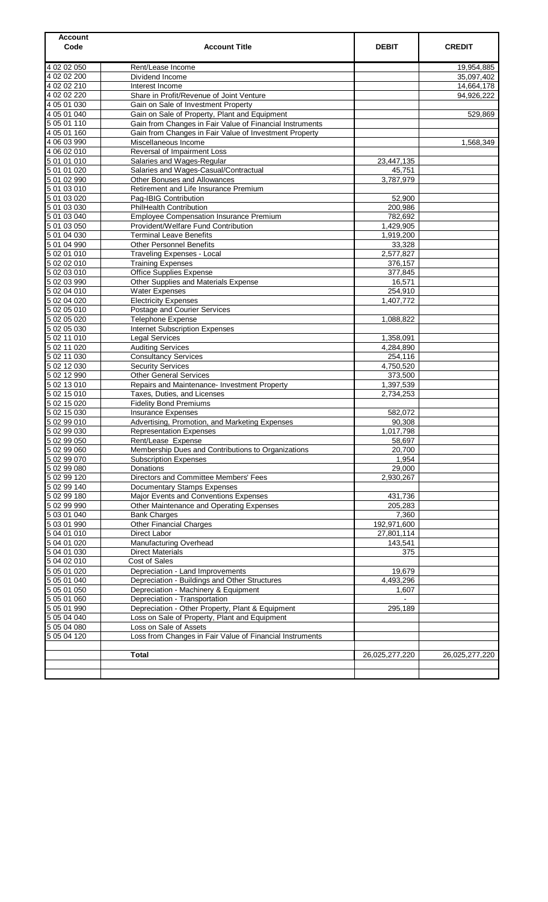| Account Code | Account Title | DEBIT | CREDIT |
|---|---|---|---|
| 4 02 02 050 | Rent/Lease Income | | 19,954,885 |
| 4 02 02 200 | Dividend Income | | 35,097,402 |
| 4 02 02 210 | Interest Income | | 14,664,178 |
| 4 02 02 220 | Share in Profit/Revenue of Joint Venture | | 94,926,222 |
| 4 05 01 030 | Gain on Sale of Investment Property | | |
| 4 05 01 040 | Gain on Sale of Property, Plant and Equipment | | 529,869 |
| 5 05 01 110 | Gain from Changes in Fair Value of Financial Instruments | | |
| 4 05 01 160 | Gain from Changes in Fair Value of Investment Property | | |
| 4 06 03 990 | Miscellaneous Income | | 1,568,349 |
| 4 06 02 010 | Reversal of Impairment Loss | | |
| 5 01 01 010 | Salaries and Wages-Regular | 23,447,135 | |
| 5 01 01 020 | Salaries and Wages-Casual/Contractual | 45,751 | |
| 5 01 02 990 | Other Bonuses and Allowances | 3,787,979 | |
| 5 01 03 010 | Retirement and Life Insurance Premium | | |
| 5 01 03 020 | Pag-IBIG Contribution | 52,900 | |
| 5 01 03 030 | PhilHealth Contribution | 200,986 | |
| 5 01 03 040 | Employee Compensation Insurance Premium | 782,692 | |
| 5 01 03 050 | Provident/Welfare Fund Contribution | 1,429,905 | |
| 5 01 04 030 | Terminal Leave Benefits | 1,919,200 | |
| 5 01 04 990 | Other Personnel Benefits | 33,328 | |
| 5 02 01 010 | Traveling Expenses - Local | 2,577,827 | |
| 5 02 02 010 | Training Expenses | 376,157 | |
| 5 02 03 010 | Office Supplies Expense | 377,845 | |
| 5 02 03 990 | Other Supplies and Materials Expense | 16,571 | |
| 5 02 04 010 | Water Expenses | 254,910 | |
| 5 02 04 020 | Electricity Expenses | 1,407,772 | |
| 5 02 05 010 | Postage and Courier Services | | |
| 5 02 05 020 | Telephone Expense | 1,088,822 | |
| 5 02 05 030 | Internet Subscription Expenses | | |
| 5 02 11 010 | Legal Services | 1,358,091 | |
| 5 02 11 020 | Auditing Services | 4,284,890 | |
| 5 02 11 030 | Consultancy Services | 254,116 | |
| 5 02 12 030 | Security Services | 4,750,520 | |
| 5 02 12 990 | Other General Services | 373,500 | |
| 5 02 13 010 | Repairs and Maintenance- Investment Property | 1,397,539 | |
| 5 02 15 010 | Taxes, Duties, and Licenses | 2,734,253 | |
| 5 02 15 020 | Fidelity Bond Premiums | | |
| 5 02 15 030 | Insurance Expenses | 582,072 | |
| 5 02 99 010 | Advertising, Promotion, and Marketing Expenses | 90,308 | |
| 5 02 99 030 | Representation Expenses | 1,017,798 | |
| 5 02 99 050 | Rent/Lease Expense | 58,697 | |
| 5 02 99 060 | Membership Dues and Contributions to Organizations | 20,700 | |
| 5 02 99 070 | Subscription Expenses | 1,954 | |
| 5 02 99 080 | Donations | 29,000 | |
| 5 02 99 120 | Directors and Committee Members' Fees | 2,930,267 | |
| 5 02 99 140 | Documentary Stamps Expenses | | |
| 5 02 99 180 | Major Events and Conventions Expenses | 431,736 | |
| 5 02 99 990 | Other Maintenance and Operating Expenses | 205,283 | |
| 5 03 01 040 | Bank Charges | 7,360 | |
| 5 03 01 990 | Other Financial Charges | 192,971,600 | |
| 5 04 01 010 | Direct Labor | 27,801,114 | |
| 5 04 01 020 | Manufacturing Overhead | 143,541 | |
| 5 04 01 030 | Direct Materials | 375 | |
| 5 04 02 010 | Cost of Sales | | |
| 5 05 01 020 | Depreciation - Land Improvements | 19,679 | |
| 5 05 01 040 | Depreciation - Buildings and Other Structures | 4,493,296 | |
| 5 05 01 050 | Depreciation - Machinery & Equipment | 1,607 | |
| 5 05 01 060 | Depreciation - Transportation | - | |
| 5 05 01 990 | Depreciation - Other Property, Plant & Equipment | 295,189 | |
| 5 05 04 040 | Loss on Sale of Property, Plant and Equipment | | |
| 5 05 04 080 | Loss on Sale of Assets | | |
| 5 05 04 120 | Loss from Changes in Fair Value of Financial Instruments | | |
| | **Total** | 26,025,277,220 | 26,025,277,220 |